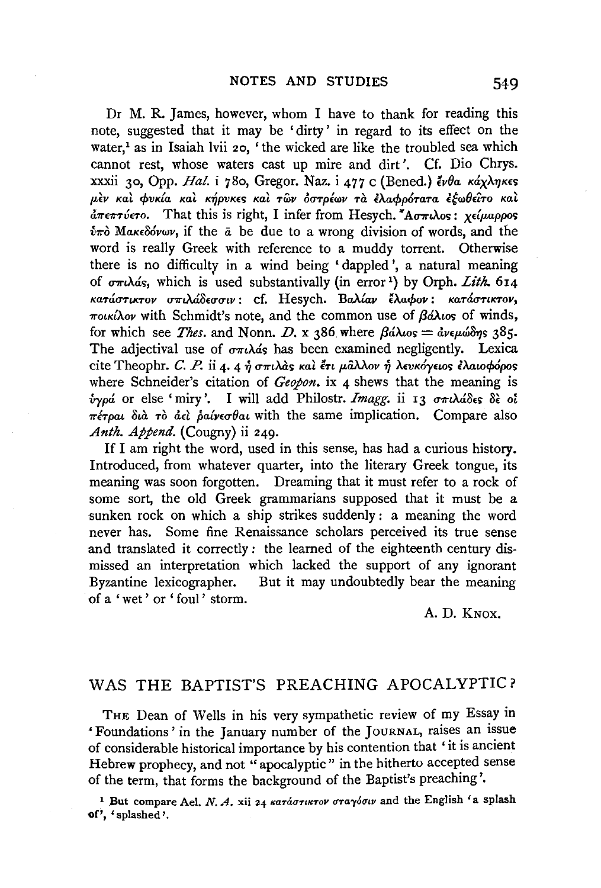Dr M. R. James, however, whom I have to thank for reading this note, suggested that it may be 'dirty' in regard to its effect on the water,[1] as in Isaiah lvii 20, 'the wicked are like the troubled sea which cannot rest, whose waters cast up mire and dirt'. Cf. Dio Chrys. xxxii 30, Opp. *Hal.* i 780, Gregor. Naz. i 477 c (Bened.) ἔνθα κάχληκες μὲν καὶ φυκία καὶ κήρυκες καὶ τῶν ὀστρέων τὰ ἐλαφρότατα ἐξωθεῖτο καὶ ἀπεπτύετο. That this is right, I infer from Hesych. Ἄσπιλος: χείμαρρος ὑπὸ Μακεδόνων, if the ᾱ be due to a wrong division of words, and the word is really Greek with reference to a muddy torrent. Otherwise there is no difficulty in a wind being 'dappled', a natural meaning of σπιλάς, which is used substantivally (in error[1]) by Orph. *Lith.* 614 κατάστικτον σπιλάδεσσιν: cf. Hesych. Βαλίαν ἔλαφον: κατάστικτον, ποικίλον with Schmidt's note, and the common use of βάλιος of winds, for which see *Thes.* and Nonn. *D.* x 386 where βάλιος = ἀνεμώδης 385. The adjectival use of σπιλάς has been examined negligently. Lexica cite Theophr. *C. P.* ii 4. 4 ἡ σπιλὰς καὶ ἔτι μᾶλλον ἡ λευκόγειος ἐλαιοφόρος where Schneider's citation of *Geopon.* ix 4 shews that the meaning is ὑγρά or else 'miry'. I will add Philostr. *Imagg.* ii 13 σπιλάδες δὲ οἱ πέτραι διὰ τὸ ἀεὶ ῥαίνεσθαι with the same implication. Compare also *Anth. Append.* (Cougny) ii 249.

If I am right the word, used in this sense, has had a curious history. Introduced, from whatever quarter, into the literary Greek tongue, its meaning was soon forgotten. Dreaming that it must refer to a rock of some sort, the old Greek grammarians supposed that it must be a sunken rock on which a ship strikes suddenly: a meaning the word never has. Some fine Renaissance scholars perceived its true sense and translated it correctly: the learned of the eighteenth century dismissed an interpretation which lacked the support of any ignorant Byzantine lexicographer. But it may undoubtedly bear the meaning of a 'wet' or 'foul' storm.

A. D. KNOX.

## WAS THE BAPTIST'S PREACHING APOCALYPTIC?

THE Dean of Wells in his very sympathetic review of my Essay in 'Foundations' in the January number of the JOURNAL, raises an issue of considerable historical importance by his contention that 'it is ancient Hebrew prophecy, and not "apocalyptic" in the hitherto accepted sense of the term, that forms the background of the Baptist's preaching'.

[1] But compare Ael. *N. A.* xii 24 κατάστικτον σταγόσιν and the English 'a splash of', 'splashed'.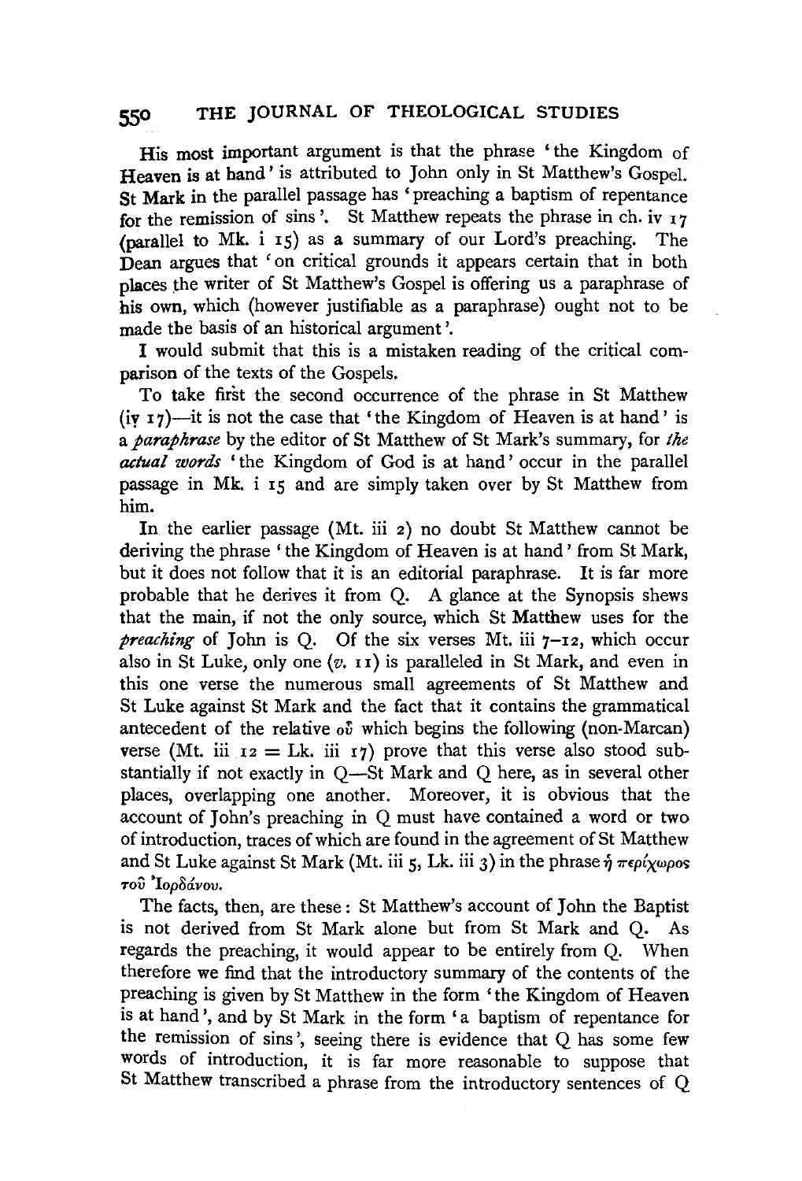His most important argument is that the phrase 'the Kingdom of Heaven is at hand' is attributed to John only in St Matthew's Gospel. St Mark in the parallel passage has 'preaching a baptism of repentance for the remission of sins'. St Matthew repeats the phrase in ch. iv 17 (parallel to Mk. i 15) as a summary of our Lord's preaching. The Dean argues that 'on critical grounds it appears certain that in both places the writer of St Matthew's Gospel is offering us a paraphrase of his own, which (however justifiable as a paraphrase) ought not to be made the basis of an historical argument'.

I would submit that this is a mistaken reading of the critical comparison of the texts of the Gospels.

To take first the second occurrence of the phrase in St Matthew (iv 17)—it is not the case that 'the Kingdom of Heaven is at hand' is a *paraphrase* by the editor of St Matthew of St Mark's summary, for *the actual words* 'the Kingdom of God is at hand' occur in the parallel passage in Mk. i 15 and are simply taken over by St Matthew from him.

In the earlier passage (Mt. iii 2) no doubt St Matthew cannot be deriving the phrase 'the Kingdom of Heaven is at hand' from St Mark, but it does not follow that it is an editorial paraphrase. It is far more probable that he derives it from Q. A glance at the Synopsis shews that the main, if not the only source, which St Matthew uses for the *preaching* of John is Q. Of the six verses Mt. iii 7–12, which occur also in St Luke, only one (*v.* 11) is paralleled in St Mark, and even in this one verse the numerous small agreements of St Matthew and St Luke against St Mark and the fact that it contains the grammatical antecedent of the relative οὗ which begins the following (non-Marcan) verse (Mt. iii 12 = Lk. iii 17) prove that this verse also stood substantially if not exactly in Q—St Mark and Q here, as in several other places, overlapping one another. Moreover, it is obvious that the account of John's preaching in Q must have contained a word or two of introduction, traces of which are found in the agreement of St Matthew and St Luke against St Mark (Mt. iii 5, Lk. iii 3) in the phrase ἡ περίχωρος τοῦ Ἰορδάνου.

The facts, then, are these: St Matthew's account of John the Baptist is not derived from St Mark alone but from St Mark and Q. As regards the preaching, it would appear to be entirely from Q. When therefore we find that the introductory summary of the contents of the preaching is given by St Matthew in the form 'the Kingdom of Heaven is at hand', and by St Mark in the form 'a baptism of repentance for the remission of sins', seeing there is evidence that Q has some few words of introduction, it is far more reasonable to suppose that St Matthew transcribed a phrase from the introductory sentences of Q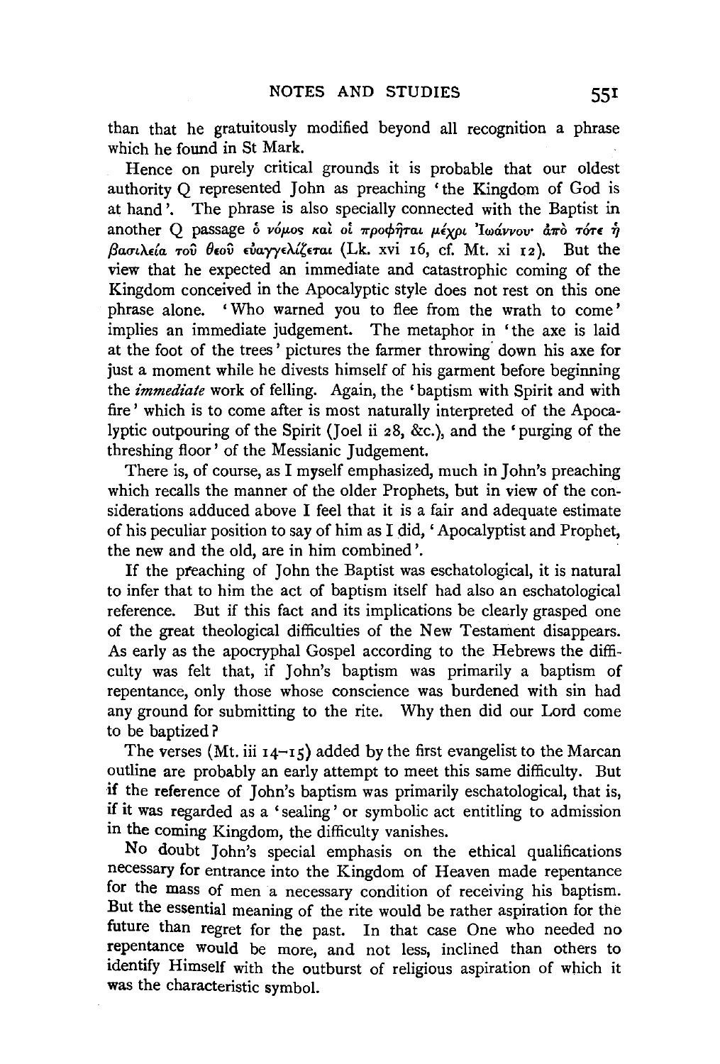than that he gratuitously modified beyond all recognition a phrase which he found in St Mark.

Hence on purely critical grounds it is probable that our oldest authority Q represented John as preaching 'the Kingdom of God is at hand'. The phrase is also specially connected with the Baptist in another Q passage ὁ νόμος καὶ οἱ προφῆται μέχρι Ἰωάννου· ἀπὸ τότε ἡ βασιλεία τοῦ θεοῦ εὐαγγελίζεται (Lk. xvi 16, cf. Mt. xi 12). But the view that he expected an immediate and catastrophic coming of the Kingdom conceived in the Apocalyptic style does not rest on this one phrase alone. 'Who warned you to flee from the wrath to come' implies an immediate judgement. The metaphor in 'the axe is laid at the foot of the trees' pictures the farmer throwing down his axe for just a moment while he divests himself of his garment before beginning the *immediate* work of felling. Again, the 'baptism with Spirit and with fire' which is to come after is most naturally interpreted of the Apocalyptic outpouring of the Spirit (Joel ii 28, &c.), and the 'purging of the threshing floor' of the Messianic Judgement.

There is, of course, as I myself emphasized, much in John's preaching which recalls the manner of the older Prophets, but in view of the considerations adduced above I feel that it is a fair and adequate estimate of his peculiar position to say of him as I did, 'Apocalyptist and Prophet, the new and the old, are in him combined'.

If the preaching of John the Baptist was eschatological, it is natural to infer that to him the act of baptism itself had also an eschatological reference. But if this fact and its implications be clearly grasped one of the great theological difficulties of the New Testament disappears. As early as the apocryphal Gospel according to the Hebrews the difficulty was felt that, if John's baptism was primarily a baptism of repentance, only those whose conscience was burdened with sin had any ground for submitting to the rite. Why then did our Lord come to be baptized?

The verses (Mt. iii 14–15) added by the first evangelist to the Marcan outline are probably an early attempt to meet this same difficulty. But if the reference of John's baptism was primarily eschatological, that is, if it was regarded as a 'sealing' or symbolic act entitling to admission in the coming Kingdom, the difficulty vanishes.

No doubt John's special emphasis on the ethical qualifications necessary for entrance into the Kingdom of Heaven made repentance for the mass of men a necessary condition of receiving his baptism. But the essential meaning of the rite would be rather aspiration for the future than regret for the past. In that case One who needed no repentance would be more, and not less, inclined than others to identify Himself with the outburst of religious aspiration of which it was the characteristic symbol.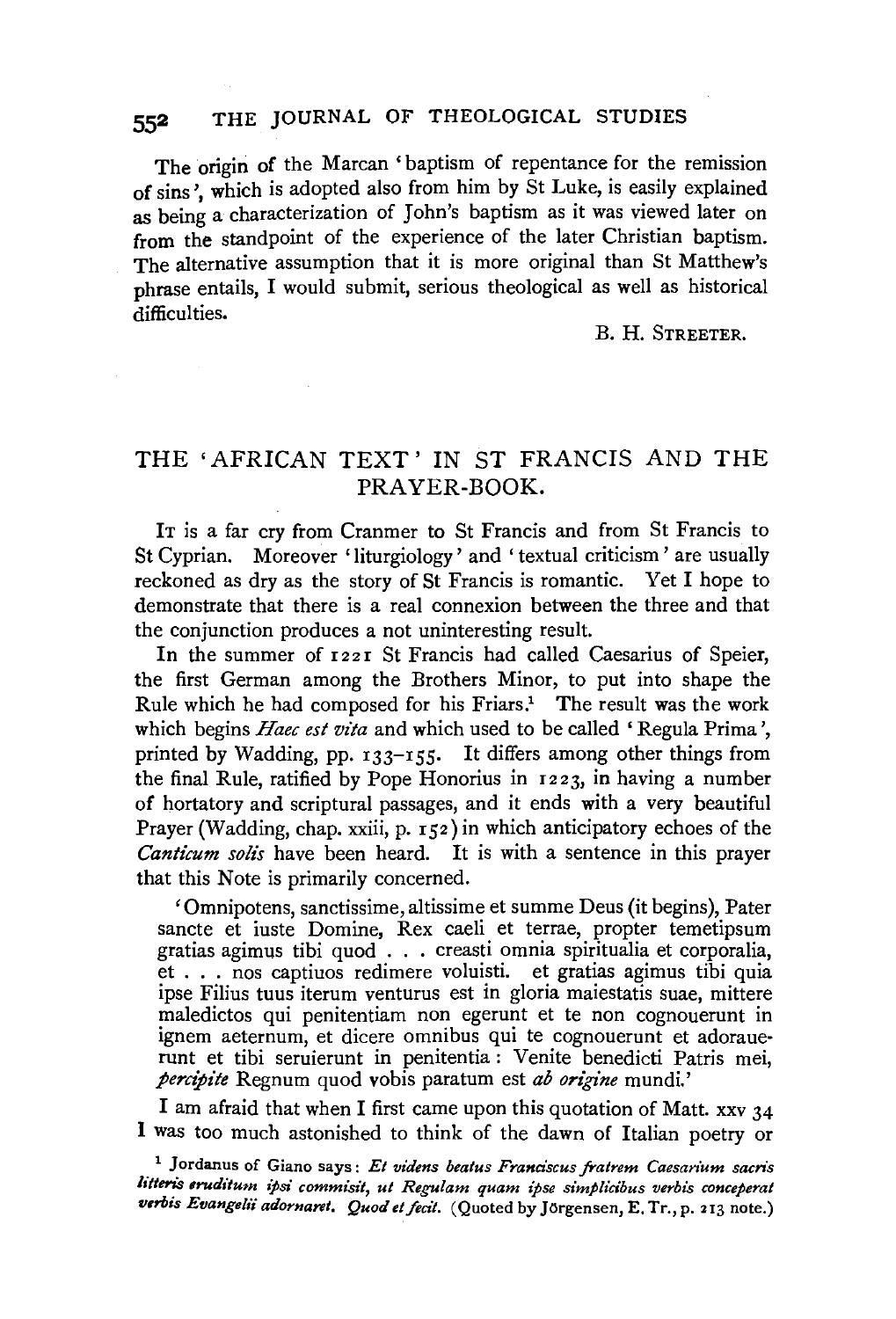The origin of the Marcan 'baptism of repentance for the remission of sins', which is adopted also from him by St Luke, is easily explained as being a characterization of John's baptism as it was viewed later on from the standpoint of the experience of the later Christian baptism. The alternative assumption that it is more original than St Matthew's phrase entails, I would submit, serious theological as well as historical difficulties.

B. H. STREETER.

## THE 'AFRICAN TEXT' IN ST FRANCIS AND THE PRAYER-BOOK.

IT is a far cry from Cranmer to St Francis and from St Francis to St Cyprian. Moreover 'liturgiology' and 'textual criticism' are usually reckoned as dry as the story of St Francis is romantic. Yet I hope to demonstrate that there is a real connexion between the three and that the conjunction produces a not uninteresting result.

In the summer of 1221 St Francis had called Caesarius of Speier, the first German among the Brothers Minor, to put into shape the Rule which he had composed for his Friars.[1] The result was the work which begins *Haec est vita* and which used to be called 'Regula Prima', printed by Wadding, pp. 133–155. It differs among other things from the final Rule, ratified by Pope Honorius in 1223, in having a number of hortatory and scriptural passages, and it ends with a very beautiful Prayer (Wadding, chap. xxiii, p. 152) in which anticipatory echoes of the *Canticum solis* have been heard. It is with a sentence in this prayer that this Note is primarily concerned.

> 'Omnipotens, sanctissime, altissime et summe Deus (it begins), Pater sancte et iuste Domine, Rex caeli et terrae, propter temetipsum gratias agimus tibi quod . . . creasti omnia spiritualia et corporalia, et . . . nos captiuos redimere voluisti. et gratias agimus tibi quia ipse Filius tuus iterum venturus est in gloria maiestatis suae, mittere maledictos qui penitentiam non egerunt et te non cognouerunt in ignem aeternum, et dicere omnibus qui te cognouerunt et adorauerunt et tibi seruierunt in penitentia: Venite benedicti Patris mei, *percipite* Regnum quod vobis paratum est *ab origine* mundi.'

I am afraid that when I first came upon this quotation of Matt. xxv 34 I was too much astonished to think of the dawn of Italian poetry or

[1] Jordanus of Giano says: *Et videns beatus Franciscus fratrem Caesarium sacris litteris eruditum ipsi commisit, ut Regulam quam ipse simplicibus verbis conceperat verbis Evangelii adornaret. Quod et fecit.* (Quoted by Jörgensen, E. Tr., p. 213 note.)